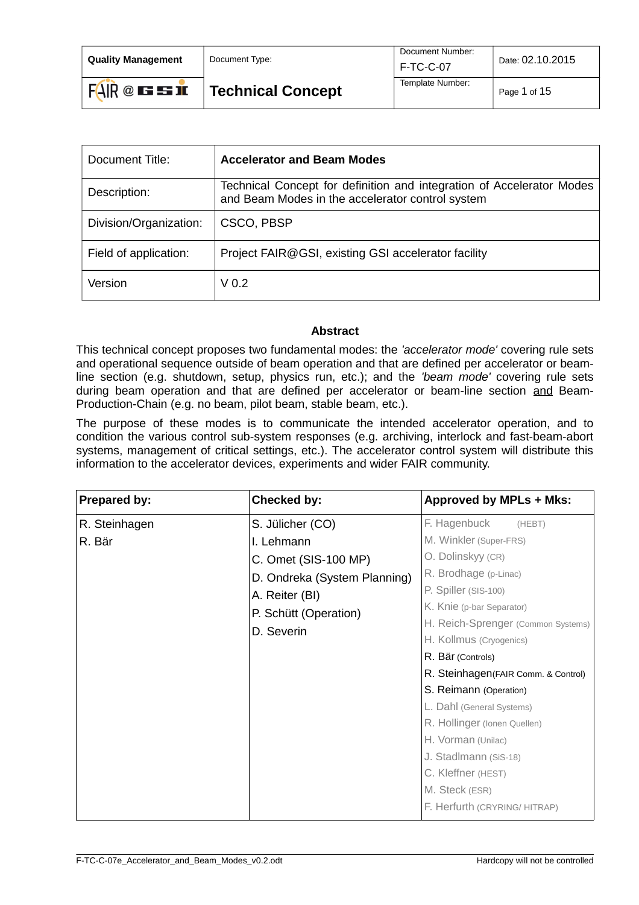| Quality Management | Document Type: | Document Number: F-TC-C-07 | Date: 02.10.2015 |
|---|---|---|---|
| FAIR @ GSI | **Technical Concept** | Template Number: | |

| Document Title: | **Accelerator and Beam Modes** |
|---|---|
| Description: | Technical Concept for definition and integration of Accelerator Modes and Beam Modes in the accelerator control system |
| Division/Organization: | CSCO, PBSP |
| Field of application: | Project FAIR@GSI, existing GSI accelerator facility |
| Version | V 0.2 |

### Abstract

This technical concept proposes two fundamental modes: the *'accelerator mode'* covering rule sets and operational sequence outside of beam operation and that are defined per accelerator or beam-line section (e.g. shutdown, setup, physics run, etc.); and the *'beam mode'* covering rule sets during beam operation and that are defined per accelerator or beam-line section and Beam-Production-Chain (e.g. no beam, pilot beam, stable beam, etc.).

The purpose of these modes is to communicate the intended accelerator operation, and to condition the various control sub-system responses (e.g. archiving, interlock and fast-beam-abort systems, management of critical settings, etc.). The accelerator control system will distribute this information to the accelerator devices, experiments and wider FAIR community.

| **Prepared by:** | **Checked by:** | **Approved by MPLs + Mks:** |
|---|---|---|
| R. Steinhagen<br>R. Bär | S. Jülicher (CO)<br>I. Lehmann<br>C. Omet (SIS-100 MP)<br>D. Ondreka (System Planning)<br>A. Reiter (BI)<br>P. Schütt (Operation)<br>D. Severin | F. Hagenbuck (HEBT)<br>M. Winkler (Super-FRS)<br>O. Dolinskyy (CR)<br>R. Brodhage (p-Linac)<br>P. Spiller (SIS-100)<br>K. Knie (p-bar Separator)<br>H. Reich-Sprenger (Common Systems)<br>H. Kollmus (Cryogenics)<br>R. Bär (Controls)<br>R. Steinhagen(FAIR Comm. & Control)<br>S. Reimann (Operation)<br>L. Dahl (General Systems)<br>R. Hollinger (Ionen Quellen)<br>H. Vorman (Unilac)<br>J. Stadlmann (SiS-18)<br>C. Kleffner (HEST)<br>M. Steck (ESR)<br>F. Herfurth (CRYRING/ HITRAP) |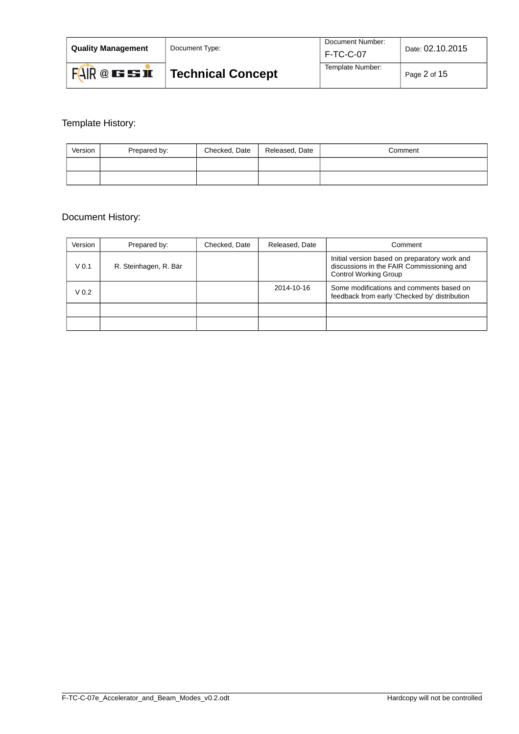Template History:

| Version | Prepared by: | Checked, Date | Released, Date | Comment |
|---|---|---|---|---|
| | | | | |
| | | | | |

Document History:

| Version | Prepared by: | Checked, Date | Released, Date | Comment |
|---|---|---|---|---|
| V 0.1 | R. Steinhagen, R. Bär | | | Initial version based on preparatory work and discussions in the FAIR Commissioning and Control Working Group |
| V 0.2 | | | 2014-10-16 | Some modifications and comments based on feedback from early 'Checked by' distribution |
| | | | | |
| | | | | |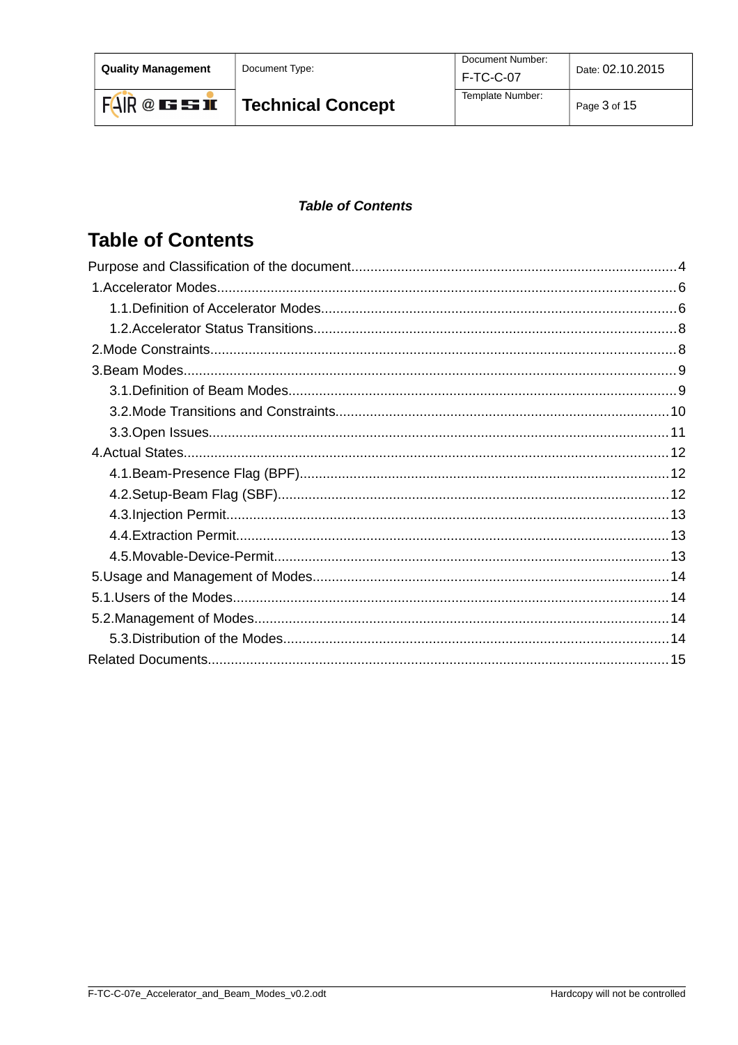*Table of Contents*

# Table of Contents

Purpose and Classification of the document....................................................................................4
1.Accelerator Modes......................................................................................................................6
1.1.Definition of Accelerator Modes...........................................................................................6
1.2.Accelerator Status Transitions.............................................................................................8
2.Mode Constraints........................................................................................................................8
3.Beam Modes...............................................................................................................................9
3.1.Definition of Beam Modes....................................................................................................9
3.2.Mode Transitions and Constraints......................................................................................10
3.3.Open Issues.......................................................................................................................11
4.Actual States.............................................................................................................................12
4.1.Beam-Presence Flag (BPF)................................................................................................12
4.2.Setup-Beam Flag (SBF).....................................................................................................12
4.3.Injection Permit..................................................................................................................13
4.4.Extraction Permit................................................................................................................13
4.5.Movable-Device-Permit......................................................................................................13
5.Usage and Management of Modes............................................................................................14
5.1.Users of the Modes.................................................................................................................14
5.2.Management of Modes...........................................................................................................14
5.3.Distribution of the Modes....................................................................................................14
Related Documents.......................................................................................................................15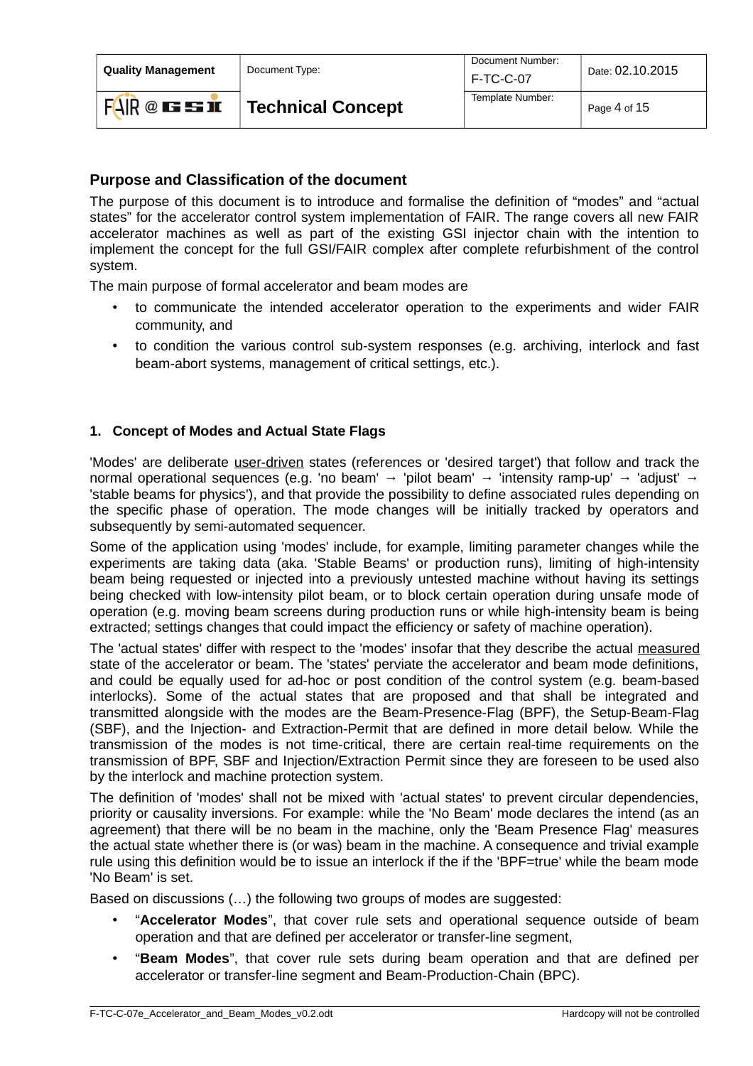## Purpose and Classification of the document

The purpose of this document is to introduce and formalise the definition of “modes” and “actual states” for the accelerator control system implementation of FAIR. The range covers all new FAIR accelerator machines as well as part of the existing GSI injector chain with the intention to implement the concept for the full GSI/FAIR complex after complete refurbishment of the control system.

The main purpose of formal accelerator and beam modes are

- to communicate the intended accelerator operation to the experiments and wider FAIR community, and
- to condition the various control sub-system responses (e.g. archiving, interlock and fast beam-abort systems, management of critical settings, etc.).

### 1. Concept of Modes and Actual State Flags

'Modes' are deliberate user-driven states (references or 'desired target') that follow and track the normal operational sequences (e.g. 'no beam' → 'pilot beam' → 'intensity ramp-up' → 'adjust' → 'stable beams for physics'), and that provide the possibility to define associated rules depending on the specific phase of operation. The mode changes will be initially tracked by operators and subsequently by semi-automated sequencer.

Some of the application using 'modes' include, for example, limiting parameter changes while the experiments are taking data (aka. 'Stable Beams' or production runs), limiting of high-intensity beam being requested or injected into a previously untested machine without having its settings being checked with low-intensity pilot beam, or to block certain operation during unsafe mode of operation (e.g. moving beam screens during production runs or while high-intensity beam is being extracted; settings changes that could impact the efficiency or safety of machine operation).

The 'actual states' differ with respect to the 'modes' insofar that they describe the actual measured state of the accelerator or beam. The 'states' perviate the accelerator and beam mode definitions, and could be equally used for ad-hoc or post condition of the control system (e.g. beam-based interlocks). Some of the actual states that are proposed and that shall be integrated and transmitted alongside with the modes are the Beam-Presence-Flag (BPF), the Setup-Beam-Flag (SBF), and the Injection- and Extraction-Permit that are defined in more detail below. While the transmission of the modes is not time-critical, there are certain real-time requirements on the transmission of BPF, SBF and Injection/Extraction Permit since they are foreseen to be used also by the interlock and machine protection system.

The definition of 'modes' shall not be mixed with 'actual states' to prevent circular dependencies, priority or causality inversions. For example: while the 'No Beam' mode declares the intend (as an agreement) that there will be no beam in the machine, only the 'Beam Presence Flag' measures the actual state whether there is (or was) beam in the machine. A consequence and trivial example rule using this definition would be to issue an interlock if the if the 'BPF=true' while the beam mode 'No Beam' is set.

Based on discussions (…) the following two groups of modes are suggested:

- “**Accelerator Modes**”, that cover rule sets and operational sequence outside of beam operation and that are defined per accelerator or transfer-line segment,
- “**Beam Modes**”, that cover rule sets during beam operation and that are defined per accelerator or transfer-line segment and Beam-Production-Chain (BPC).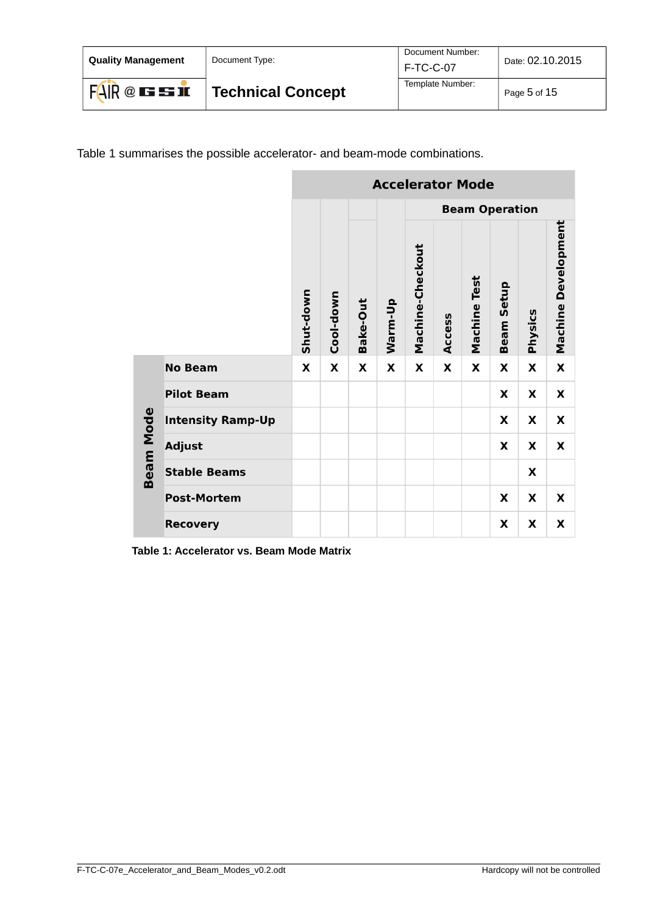Table 1 summarises the possible accelerator- and beam-mode combinations.

| | Accelerator Mode | | | | | | | | | |
|---|---|---|---|---|---|---|---|---|---|---|
| | | | | | Beam Operation | | | | | |
| **Beam Mode** | **Shut-down** | **Cool-down** | **Bake-Out** | **Warm-Up** | **Machine-Checkout** | **Access** | **Machine Test** | **Beam Setup** | **Physics** | **Machine Development** |
| **No Beam** | X | X | X | X | X | X | X | X | X | X |
| **Pilot Beam** | | | | | | | | X | X | X |
| **Intensity Ramp-Up** | | | | | | | | X | X | X |
| **Adjust** | | | | | | | | X | X | X |
| **Stable Beams** | | | | | | | | | X | |
| **Post-Mortem** | | | | | | | | X | X | X |
| **Recovery** | | | | | | | | X | X | X |

**Table 1: Accelerator vs. Beam Mode Matrix**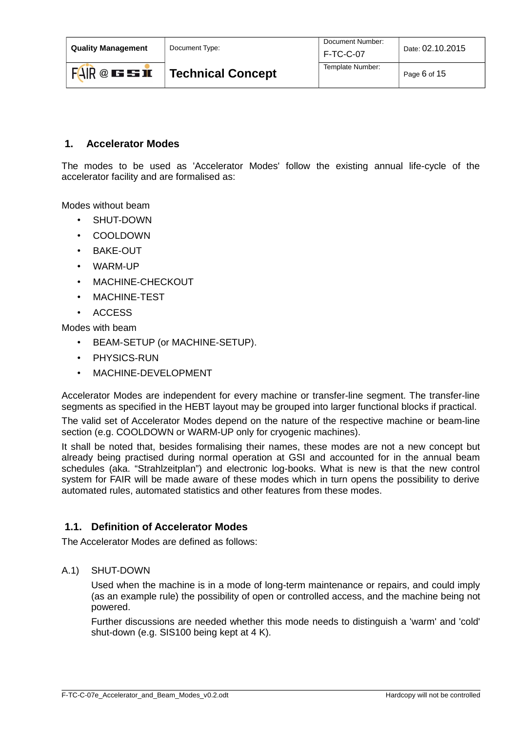## 1. Accelerator Modes

The modes to be used as 'Accelerator Modes' follow the existing annual life-cycle of the accelerator facility and are formalised as:

Modes without beam

- SHUT-DOWN
- COOLDOWN
- BAKE-OUT
- WARM-UP
- MACHINE-CHECKOUT
- MACHINE-TEST
- ACCESS

Modes with beam

- BEAM-SETUP (or MACHINE-SETUP).
- PHYSICS-RUN
- MACHINE-DEVELOPMENT

Accelerator Modes are independent for every machine or transfer-line segment. The transfer-line segments as specified in the HEBT layout may be grouped into larger functional blocks if practical.

The valid set of Accelerator Modes depend on the nature of the respective machine or beam-line section (e.g. COOLDOWN or WARM-UP only for cryogenic machines).

It shall be noted that, besides formalising their names, these modes are not a new concept but already being practised during normal operation at GSI and accounted for in the annual beam schedules (aka. “Strahlzeitplan”) and electronic log-books. What is new is that the new control system for FAIR will be made aware of these modes which in turn opens the possibility to derive automated rules, automated statistics and other features from these modes.

### 1.1. Definition of Accelerator Modes

The Accelerator Modes are defined as follows:

A.1) SHUT-DOWN

Used when the machine is in a mode of long-term maintenance or repairs, and could imply (as an example rule) the possibility of open or controlled access, and the machine being not powered.

Further discussions are needed whether this mode needs to distinguish a 'warm' and 'cold' shut-down (e.g. SIS100 being kept at 4 K).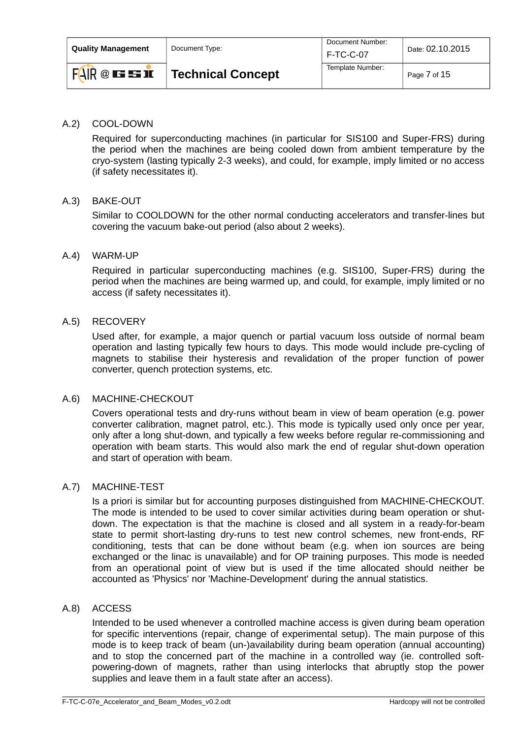## A.2) COOL-DOWN

Required for superconducting machines (in particular for SIS100 and Super-FRS) during the period when the machines are being cooled down from ambient temperature by the cryo-system (lasting typically 2-3 weeks), and could, for example, imply limited or no access (if safety necessitates it).

## A.3) BAKE-OUT

Similar to COOLDOWN for the other normal conducting accelerators and transfer-lines but covering the vacuum bake-out period (also about 2 weeks).

## A.4) WARM-UP

Required in particular superconducting machines (e.g. SIS100, Super-FRS) during the period when the machines are being warmed up, and could, for example, imply limited or no access (if safety necessitates it).

## A.5) RECOVERY

Used after, for example, a major quench or partial vacuum loss outside of normal beam operation and lasting typically few hours to days. This mode would include pre-cycling of magnets to stabilise their hysteresis and revalidation of the proper function of power converter, quench protection systems, etc.

## A.6) MACHINE-CHECKOUT

Covers operational tests and dry-runs without beam in view of beam operation (e.g. power converter calibration, magnet patrol, etc.). This mode is typically used only once per year, only after a long shut-down, and typically a few weeks before regular re-commissioning and operation with beam starts. This would also mark the end of regular shut-down operation and start of operation with beam.

## A.7) MACHINE-TEST

Is a priori is similar but for accounting purposes distinguished from MACHINE-CHECKOUT. The mode is intended to be used to cover similar activities during beam operation or shut-down. The expectation is that the machine is closed and all system in a ready-for-beam state to permit short-lasting dry-runs to test new control schemes, new front-ends, RF conditioning, tests that can be done without beam (e.g. when ion sources are being exchanged or the linac is unavailable) and for OP training purposes. This mode is needed from an operational point of view but is used if the time allocated should neither be accounted as 'Physics' nor 'Machine-Development' during the annual statistics.

## A.8) ACCESS

Intended to be used whenever a controlled machine access is given during beam operation for specific interventions (repair, change of experimental setup). The main purpose of this mode is to keep track of beam (un-)availability during beam operation (annual accounting) and to stop the concerned part of the machine in a controlled way (ie. controlled soft-powering-down of magnets, rather than using interlocks that abruptly stop the power supplies and leave them in a fault state after an access).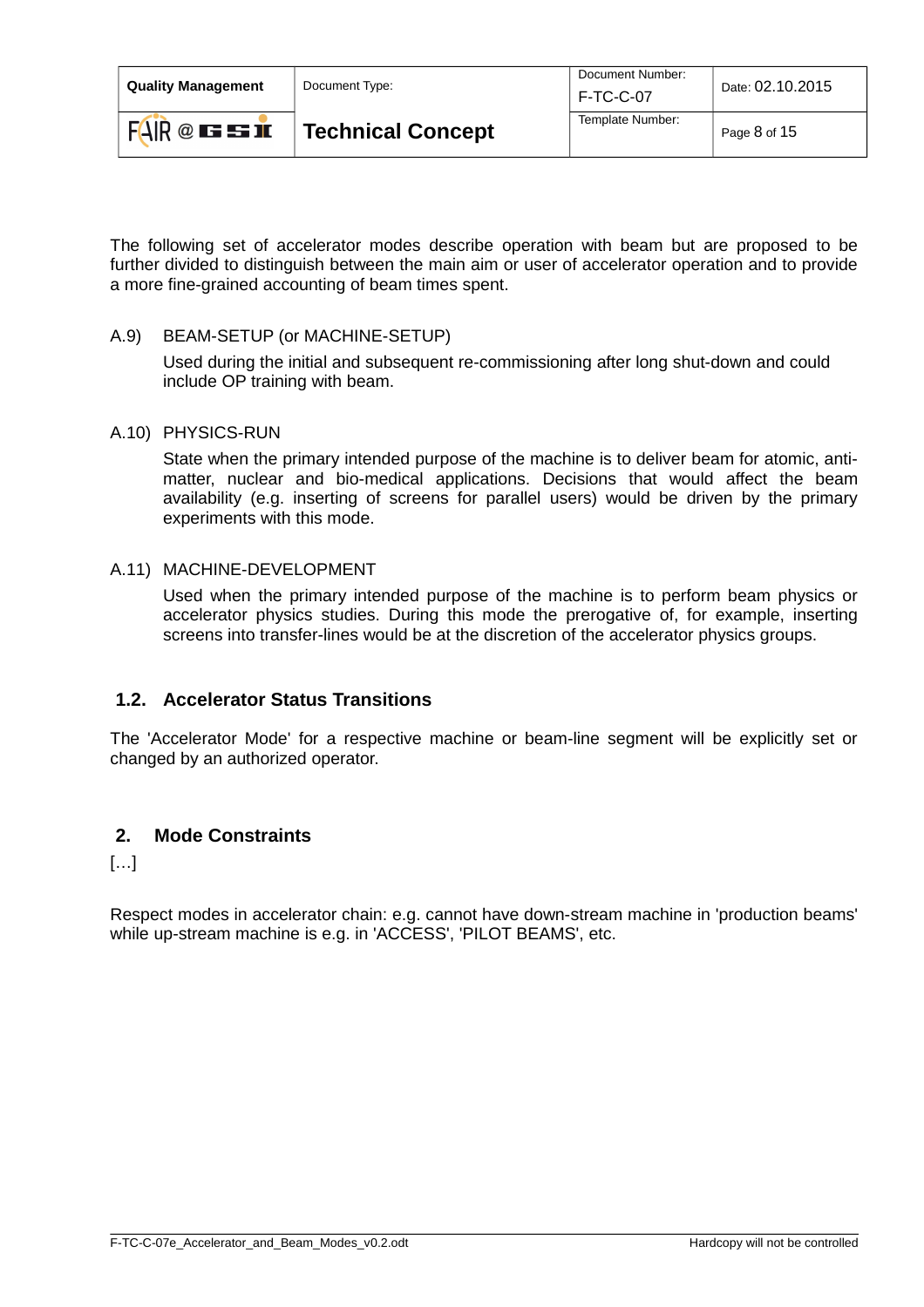The following set of accelerator modes describe operation with beam but are proposed to be further divided to distinguish between the main aim or user of accelerator operation and to provide a more fine-grained accounting of beam times spent.

A.9) BEAM-SETUP (or MACHINE-SETUP)

Used during the initial and subsequent re-commissioning after long shut-down and could include OP training with beam.

A.10) PHYSICS-RUN

State when the primary intended purpose of the machine is to deliver beam for atomic, anti-matter, nuclear and bio-medical applications. Decisions that would affect the beam availability (e.g. inserting of screens for parallel users) would be driven by the primary experiments with this mode.

A.11) MACHINE-DEVELOPMENT

Used when the primary intended purpose of the machine is to perform beam physics or accelerator physics studies. During this mode the prerogative of, for example, inserting screens into transfer-lines would be at the discretion of the accelerator physics groups.

### 1.2. Accelerator Status Transitions

The 'Accelerator Mode' for a respective machine or beam-line segment will be explicitly set or changed by an authorized operator.

## 2. Mode Constraints

[…]

Respect modes in accelerator chain: e.g. cannot have down-stream machine in 'production beams' while up-stream machine is e.g. in 'ACCESS', 'PILOT BEAMS', etc.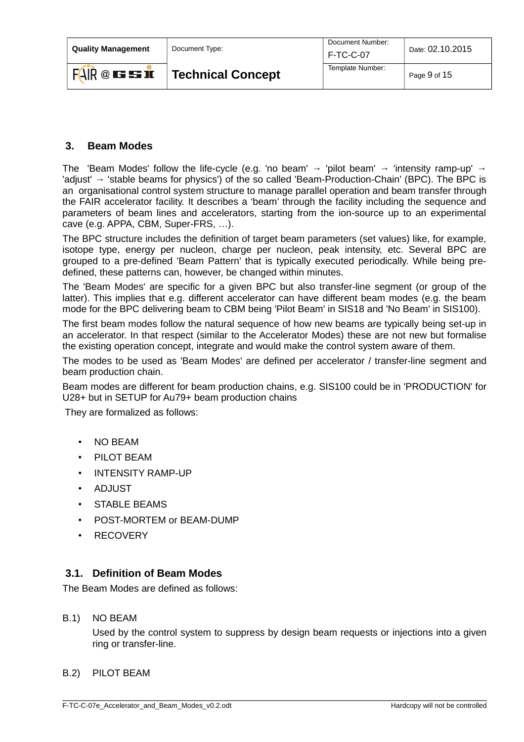## 3. Beam Modes

The 'Beam Modes' follow the life-cycle (e.g. 'no beam' → 'pilot beam' → 'intensity ramp-up' → 'adjust' → 'stable beams for physics') of the so called 'Beam-Production-Chain' (BPC). The BPC is an organisational control system structure to manage parallel operation and beam transfer through the FAIR accelerator facility. It describes a 'beam' through the facility including the sequence and parameters of beam lines and accelerators, starting from the ion-source up to an experimental cave (e.g. APPA, CBM, Super-FRS, …).

The BPC structure includes the definition of target beam parameters (set values) like, for example, isotope type, energy per nucleon, charge per nucleon, peak intensity, etc. Several BPC are grouped to a pre-defined 'Beam Pattern' that is typically executed periodically. While being pre-defined, these patterns can, however, be changed within minutes.

The 'Beam Modes' are specific for a given BPC but also transfer-line segment (or group of the latter). This implies that e.g. different accelerator can have different beam modes (e.g. the beam mode for the BPC delivering beam to CBM being 'Pilot Beam' in SIS18 and 'No Beam' in SIS100).

The first beam modes follow the natural sequence of how new beams are typically being set-up in an accelerator. In that respect (similar to the Accelerator Modes) these are not new but formalise the existing operation concept, integrate and would make the control system aware of them.

The modes to be used as 'Beam Modes' are defined per accelerator / transfer-line segment and beam production chain.

Beam modes are different for beam production chains, e.g. SIS100 could be in 'PRODUCTION' for U28+ but in SETUP for Au79+ beam production chains

They are formalized as follows:

- NO BEAM
- PILOT BEAM
- INTENSITY RAMP-UP
- ADJUST
- STABLE BEAMS
- POST-MORTEM or BEAM-DUMP
- RECOVERY

### 3.1. Definition of Beam Modes

The Beam Modes are defined as follows:

B.1) NO BEAM

Used by the control system to suppress by design beam requests or injections into a given ring or transfer-line.

B.2) PILOT BEAM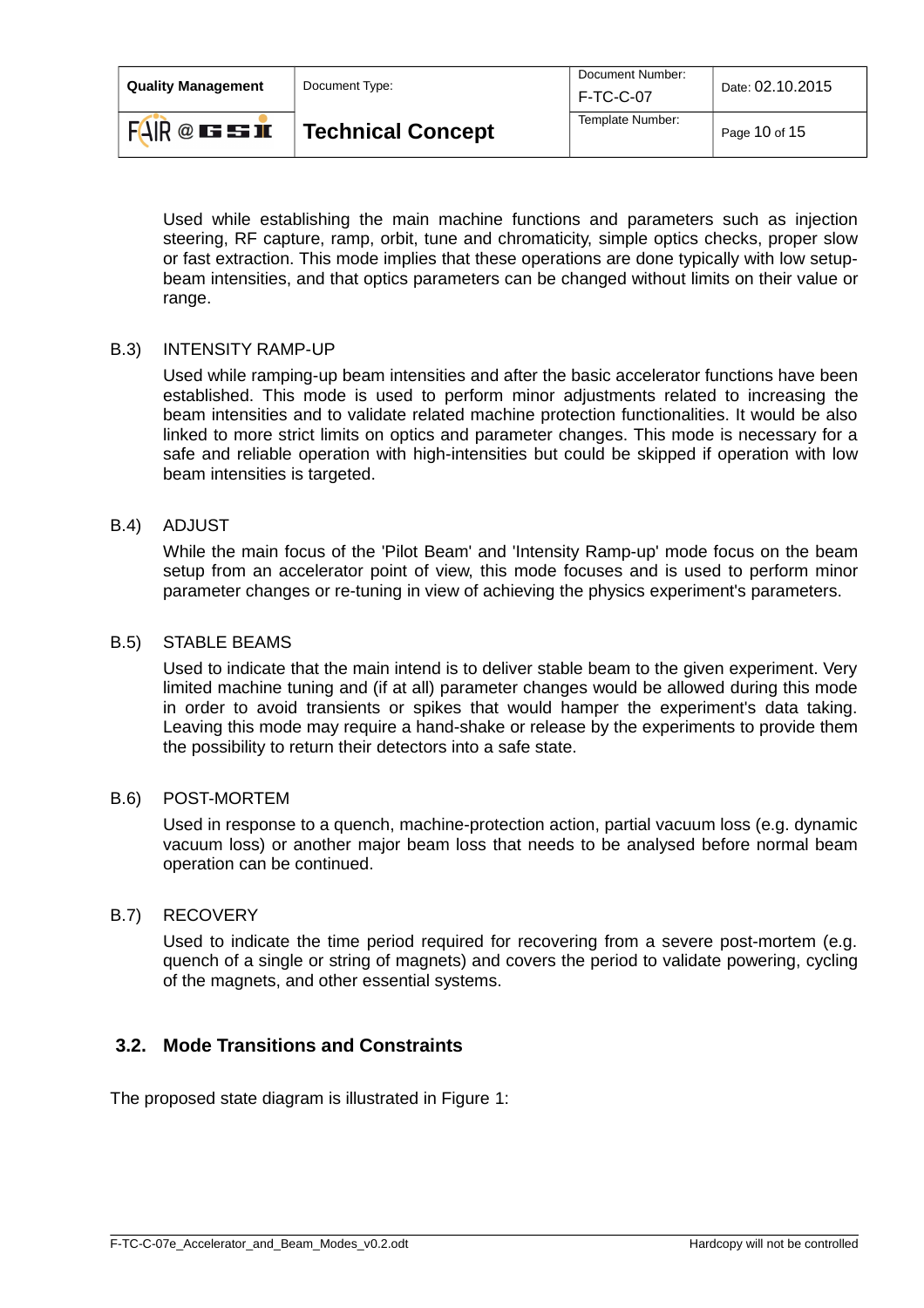Used while establishing the main machine functions and parameters such as injection steering, RF capture, ramp, orbit, tune and chromaticity, simple optics checks, proper slow or fast extraction. This mode implies that these operations are done typically with low setup-beam intensities, and that optics parameters can be changed without limits on their value or range.

B.3) INTENSITY RAMP-UP

Used while ramping-up beam intensities and after the basic accelerator functions have been established. This mode is used to perform minor adjustments related to increasing the beam intensities and to validate related machine protection functionalities. It would be also linked to more strict limits on optics and parameter changes. This mode is necessary for a safe and reliable operation with high-intensities but could be skipped if operation with low beam intensities is targeted.

B.4) ADJUST

While the main focus of the 'Pilot Beam' and 'Intensity Ramp-up' mode focus on the beam setup from an accelerator point of view, this mode focuses and is used to perform minor parameter changes or re-tuning in view of achieving the physics experiment's parameters.

B.5) STABLE BEAMS

Used to indicate that the main intend is to deliver stable beam to the given experiment. Very limited machine tuning and (if at all) parameter changes would be allowed during this mode in order to avoid transients or spikes that would hamper the experiment's data taking. Leaving this mode may require a hand-shake or release by the experiments to provide them the possibility to return their detectors into a safe state.

B.6) POST-MORTEM

Used in response to a quench, machine-protection action, partial vacuum loss (e.g. dynamic vacuum loss) or another major beam loss that needs to be analysed before normal beam operation can be continued.

B.7) RECOVERY

Used to indicate the time period required for recovering from a severe post-mortem (e.g. quench of a single or string of magnets) and covers the period to validate powering, cycling of the magnets, and other essential systems.

## 3.2. Mode Transitions and Constraints

The proposed state diagram is illustrated in Figure 1: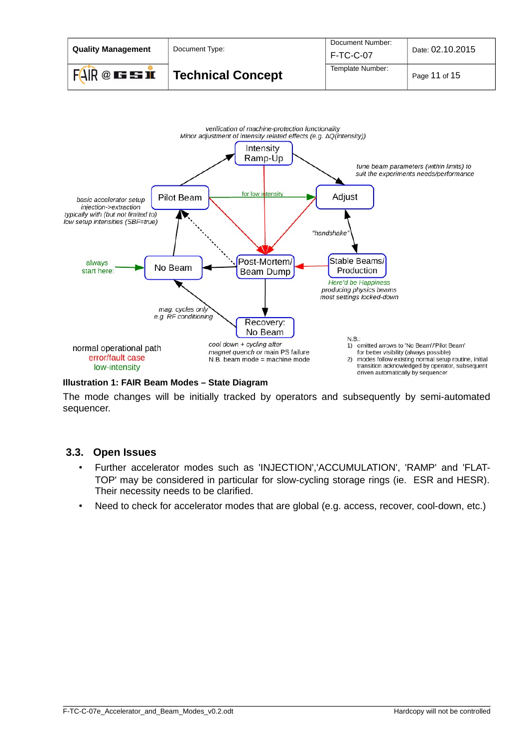verification of machine-protection functionality
Minor adjustment of intensity related effects (e.g. ΔQ(intensity))

Intensity Ramp-Up

tune beam parameters (within limits) to suit the experiments needs/performance

basic accelerator setup injection->extraction typically with (but not limited to) low setup intensities (SBF=true)

Pilot Beam

for low intensity

Adjust

"handshake"

always start here:

No Beam

Post-Mortem/ Beam Dump

Stable Beams/ Production

Here'd be Happiness
producing physics beams
most settings locked-down

mag. cycles only
e.g. RF conditioning

Recovery: No Beam

normal operational path
error/fault case
low-intensity

cool down + cycling after
magnet quench or main PS failure
N.B. beam mode = machine mode

N.B.:
1) omitted arrows to 'No Beam'/'Pilot Beam' for better visibility (always possible)
2) modes follow existing normal setup routine, initial transition acknowledged by operator, subsequent driven automatically by sequencer

**Illustration 1: FAIR Beam Modes – State Diagram**

The mode changes will be initially tracked by operators and subsequently by semi-automated sequencer.

## 3.3. Open Issues

- Further accelerator modes such as 'INJECTION','ACCUMULATION', 'RAMP' and 'FLAT-TOP' may be considered in particular for slow-cycling storage rings (ie. ESR and HESR). Their necessity needs to be clarified.
- Need to check for accelerator modes that are global (e.g. access, recover, cool-down, etc.)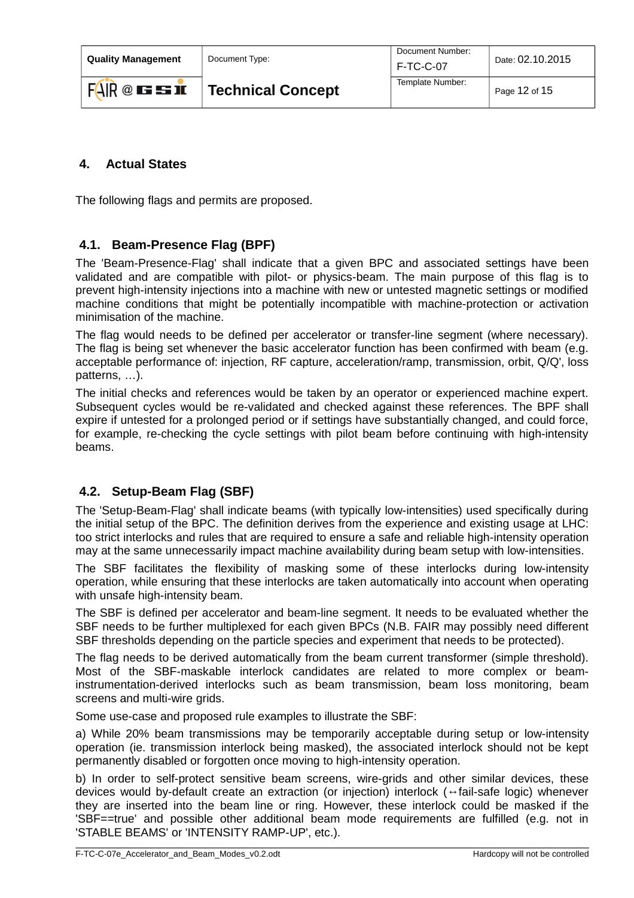## 4. Actual States

The following flags and permits are proposed.

### 4.1. Beam-Presence Flag (BPF)

The 'Beam-Presence-Flag' shall indicate that a given BPC and associated settings have been validated and are compatible with pilot- or physics-beam. The main purpose of this flag is to prevent high-intensity injections into a machine with new or untested magnetic settings or modified machine conditions that might be potentially incompatible with machine-protection or activation minimisation of the machine.

The flag would needs to be defined per accelerator or transfer-line segment (where necessary). The flag is being set whenever the basic accelerator function has been confirmed with beam (e.g. acceptable performance of: injection, RF capture, acceleration/ramp, transmission, orbit, Q/Q', loss patterns, …).

The initial checks and references would be taken by an operator or experienced machine expert. Subsequent cycles would be re-validated and checked against these references. The BPF shall expire if untested for a prolonged period or if settings have substantially changed, and could force, for example, re-checking the cycle settings with pilot beam before continuing with high-intensity beams.

### 4.2. Setup-Beam Flag (SBF)

The 'Setup-Beam-Flag' shall indicate beams (with typically low-intensities) used specifically during the initial setup of the BPC. The definition derives from the experience and existing usage at LHC: too strict interlocks and rules that are required to ensure a safe and reliable high-intensity operation may at the same unnecessarily impact machine availability during beam setup with low-intensities.

The SBF facilitates the flexibility of masking some of these interlocks during low-intensity operation, while ensuring that these interlocks are taken automatically into account when operating with unsafe high-intensity beam.

The SBF is defined per accelerator and beam-line segment. It needs to be evaluated whether the SBF needs to be further multiplexed for each given BPCs (N.B. FAIR may possibly need different SBF thresholds depending on the particle species and experiment that needs to be protected).

The flag needs to be derived automatically from the beam current transformer (simple threshold). Most of the SBF-maskable interlock candidates are related to more complex or beam-instrumentation-derived interlocks such as beam transmission, beam loss monitoring, beam screens and multi-wire grids.

Some use-case and proposed rule examples to illustrate the SBF:

a) While 20% beam transmissions may be temporarily acceptable during setup or low-intensity operation (ie. transmission interlock being masked), the associated interlock should not be kept permanently disabled or forgotten once moving to high-intensity operation.

b) In order to self-protect sensitive beam screens, wire-grids and other similar devices, these devices would by-default create an extraction (or injection) interlock (↔fail-safe logic) whenever they are inserted into the beam line or ring. However, these interlock could be masked if the 'SBF==true' and possible other additional beam mode requirements are fulfilled (e.g. not in 'STABLE BEAMS' or 'INTENSITY RAMP-UP', etc.).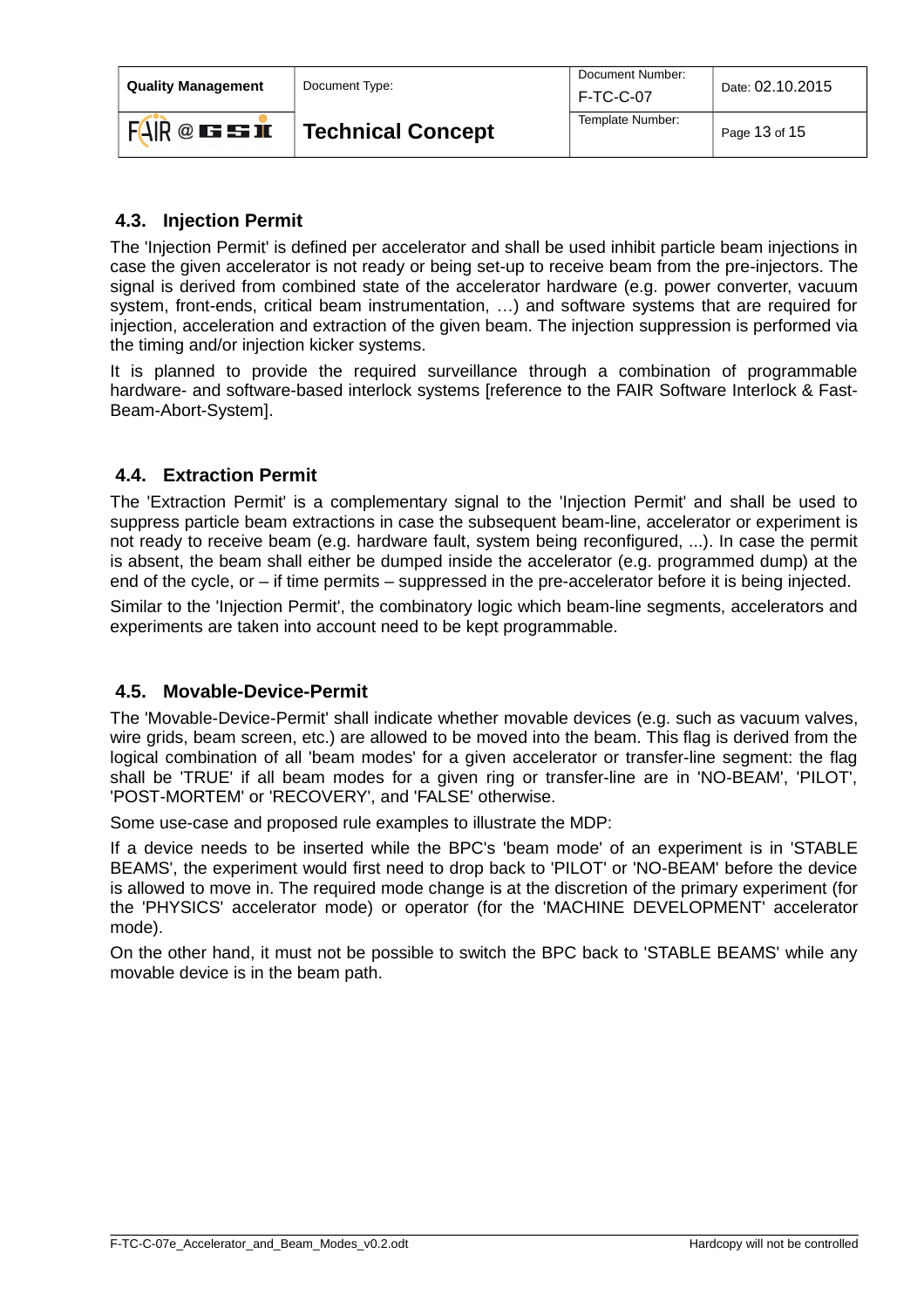## 4.3. Injection Permit

The 'Injection Permit' is defined per accelerator and shall be used inhibit particle beam injections in case the given accelerator is not ready or being set-up to receive beam from the pre-injectors. The signal is derived from combined state of the accelerator hardware (e.g. power converter, vacuum system, front-ends, critical beam instrumentation, …) and software systems that are required for injection, acceleration and extraction of the given beam. The injection suppression is performed via the timing and/or injection kicker systems.

It is planned to provide the required surveillance through a combination of programmable hardware- and software-based interlock systems [reference to the FAIR Software Interlock & Fast-Beam-Abort-System].

## 4.4. Extraction Permit

The 'Extraction Permit' is a complementary signal to the 'Injection Permit' and shall be used to suppress particle beam extractions in case the subsequent beam-line, accelerator or experiment is not ready to receive beam (e.g. hardware fault, system being reconfigured, ...). In case the permit is absent, the beam shall either be dumped inside the accelerator (e.g. programmed dump) at the end of the cycle, or – if time permits – suppressed in the pre-accelerator before it is being injected.

Similar to the 'Injection Permit', the combinatory logic which beam-line segments, accelerators and experiments are taken into account need to be kept programmable.

## 4.5. Movable-Device-Permit

The 'Movable-Device-Permit' shall indicate whether movable devices (e.g. such as vacuum valves, wire grids, beam screen, etc.) are allowed to be moved into the beam. This flag is derived from the logical combination of all 'beam modes' for a given accelerator or transfer-line segment: the flag shall be 'TRUE' if all beam modes for a given ring or transfer-line are in 'NO-BEAM', 'PILOT', 'POST-MORTEM' or 'RECOVERY', and 'FALSE' otherwise.

Some use-case and proposed rule examples to illustrate the MDP:

If a device needs to be inserted while the BPC's 'beam mode' of an experiment is in 'STABLE BEAMS', the experiment would first need to drop back to 'PILOT' or 'NO-BEAM' before the device is allowed to move in. The required mode change is at the discretion of the primary experiment (for the 'PHYSICS' accelerator mode) or operator (for the 'MACHINE DEVELOPMENT' accelerator mode).

On the other hand, it must not be possible to switch the BPC back to 'STABLE BEAMS' while any movable device is in the beam path.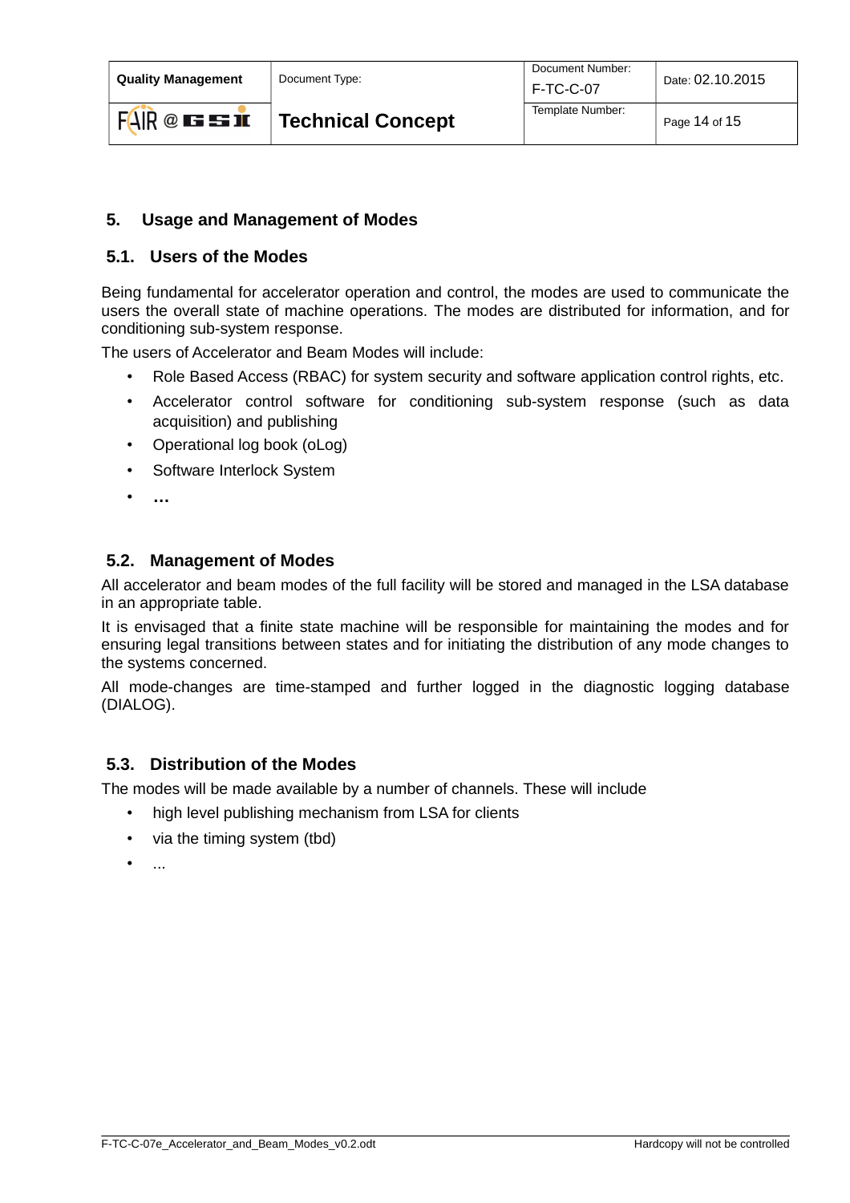## 5. Usage and Management of Modes

### 5.1. Users of the Modes

Being fundamental for accelerator operation and control, the modes are used to communicate the users the overall state of machine operations. The modes are distributed for information, and for conditioning sub-system response.

The users of Accelerator and Beam Modes will include:

- Role Based Access (RBAC) for system security and software application control rights, etc.
- Accelerator control software for conditioning sub-system response (such as data acquisition) and publishing
- Operational log book (oLog)
- Software Interlock System
- **…**

### 5.2. Management of Modes

All accelerator and beam modes of the full facility will be stored and managed in the LSA database in an appropriate table.

It is envisaged that a finite state machine will be responsible for maintaining the modes and for ensuring legal transitions between states and for initiating the distribution of any mode changes to the systems concerned.

All mode-changes are time-stamped and further logged in the diagnostic logging database (DIALOG).

### 5.3. Distribution of the Modes

The modes will be made available by a number of channels. These will include

- high level publishing mechanism from LSA for clients
- via the timing system (tbd)
- ...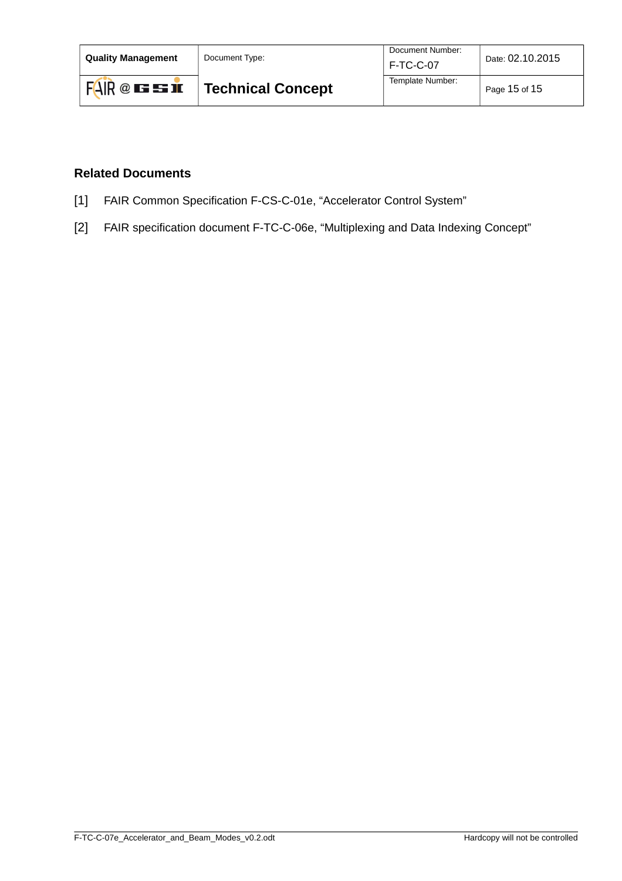## Related Documents

[1] FAIR Common Specification F-CS-C-01e, “Accelerator Control System”

[2] FAIR specification document F-TC-C-06e, “Multiplexing and Data Indexing Concept”